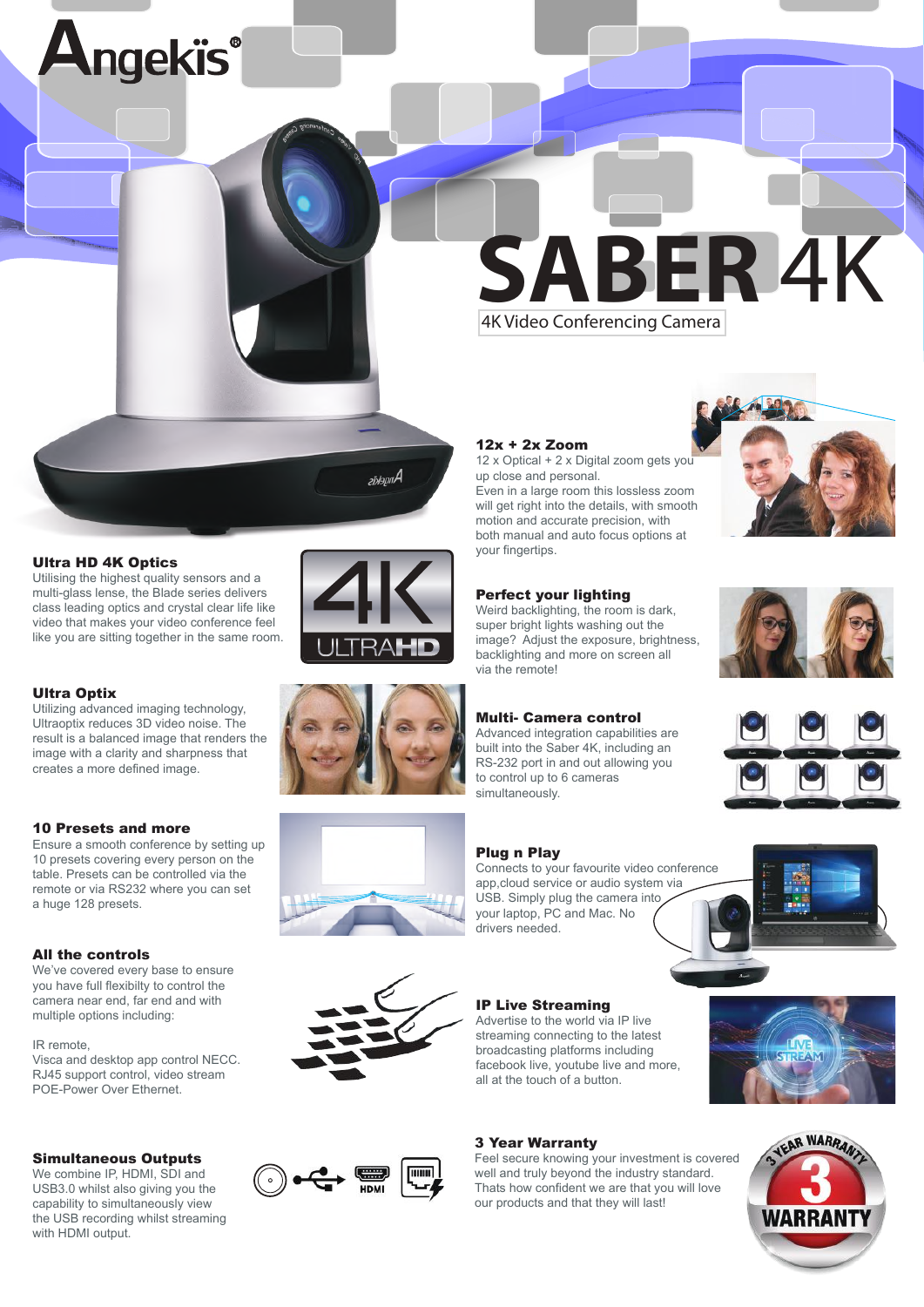# SABER 4K

4K Video Conferencing Camera

### Ultra HD 4K Optics

Utilising the highest quality sensors and a multi-glass lense, the Blade series delivers class leading optics and crystal clear life like video that makes your video conference feel like you are sitting together in the same room.

### Ultra Optix

Utilizing advanced imaging technology, Ultraoptix reduces 3D video noise. The result is a balanced image that renders the image with a clarity and sharpness that creates a more defined image.

### 10 Presets and more

Ensure a smooth conference by setting up 10 presets covering every person on the table. Presets can be controlled via the remote or via RS232 where you can set a huge 128 presets.

### All the controls

We've covered every base to ensure you have full flexibilty to control the camera near end, far end and with multiple options including:

IR remote,
Visca and desktop app control NECC.
RJ45 support control, video stream
POE-Power Over Ethernet.

### Simultaneous Outputs

We combine IP, HDMI, SDI and USB3.0 whilst also giving you the capability to simultaneously view the USB recording whilst streaming with HDMI output.

### 12x + 2x Zoom

12 x Optical + 2 x Digital zoom gets you up close and personal.
Even in a large room this lossless zoom will get right into the details, with smooth motion and accurate precision, with both manual and auto focus options at your fingertips.

### Perfect your lighting

Weird backlighting, the room is dark, super bright lights washing out the image? Adjust the exposure, brightness, backlighting and more on screen all via the remote!

### Multi- Camera control

Advanced integration capabilities are built into the Saber 4K, including an RS-232 port in and out allowing you to control up to 6 cameras simultaneously.

### Plug n Play

Connects to your favourite video conference app,cloud service or audio system via USB. Simply plug the camera into your laptop, PC and Mac. No drivers needed.

### IP Live Streaming

Advertise to the world via IP live streaming connecting to the latest broadcasting platforms including facebook live, youtube live and more, all at the touch of a button.

### 3 Year Warranty

Feel secure knowing your investment is covered well and truly beyond the industry standard. Thats how confident we are that you will love our products and that they will last!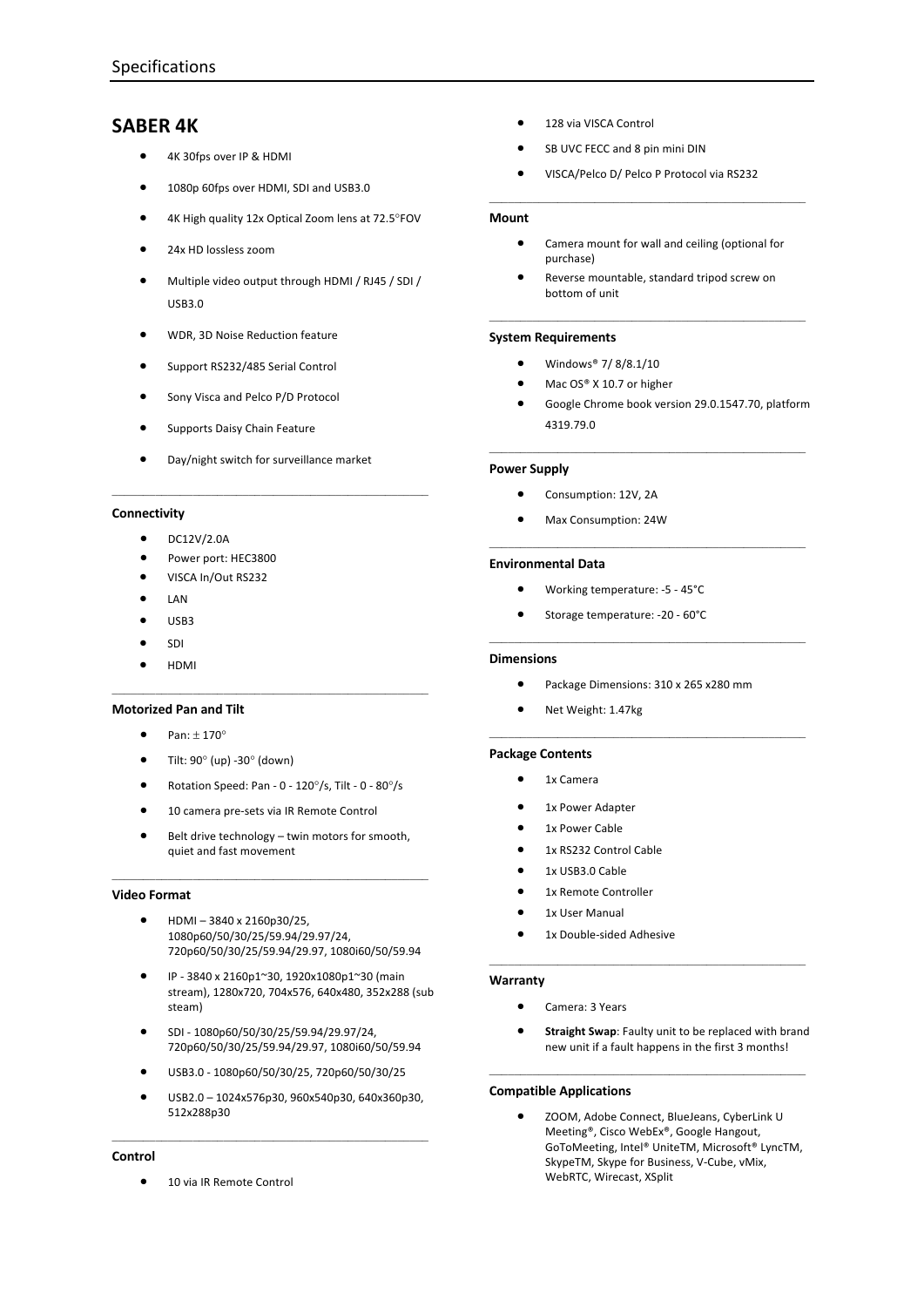# SABER 4K

- 4K 30fps over IP & HDMI
- 1080p 60fps over HDMI, SDI and USB3.0
- 4K High quality 12x Optical Zoom lens at 72.5°FOV
- 24x HD lossless zoom
- Multiple video output through HDMI / RJ45 / SDI / USB3.0
- WDR, 3D Noise Reduction feature
- Support RS232/485 Serial Control
- Sony Visca and Pelco P/D Protocol
- Supports Daisy Chain Feature
- Day/night switch for surveillance market

### Connectivity

- DC12V/2.0A
- Power port: HEC3800
- VISCA In/Out RS232
- LAN
- USB3
- SDI
- HDMI

### Motorized Pan and Tilt

- Pan: ± 170°
- Tilt: 90° (up) -30° (down)
- Rotation Speed: Pan - 0 - 120°/s, Tilt - 0 - 80°/s
- 10 camera pre-sets via IR Remote Control
- Belt drive technology – twin motors for smooth, quiet and fast movement

### Video Format

- HDMI – 3840 x 2160p30/25, 1080p60/50/30/25/59.94/29.97/24, 720p60/50/30/25/59.94/29.97, 1080i60/50/59.94
- IP - 3840 x 2160p1~30, 1920x1080p1~30 (main stream), 1280x720, 704x576, 640x480, 352x288 (sub steam)
- SDI - 1080p60/50/30/25/59.94/29.97/24, 720p60/50/30/25/59.94/29.97, 1080i60/50/59.94
- USB3.0 - 1080p60/50/30/25, 720p60/50/30/25
- USB2.0 – 1024x576p30, 960x540p30, 640x360p30, 512x288p30

### Control

- 10 via IR Remote Control
- 128 via VISCA Control
- SB UVC FECC and 8 pin mini DIN
- VISCA/Pelco D/ Pelco P Protocol via RS232

### Mount

- Camera mount for wall and ceiling (optional for purchase)
- Reverse mountable, standard tripod screw on bottom of unit

### System Requirements

- Windows® 7/ 8/8.1/10
- Mac OS® X 10.7 or higher
- Google Chrome book version 29.0.1547.70, platform 4319.79.0

### Power Supply

- Consumption: 12V, 2A
- Max Consumption: 24W

### Environmental Data

- Working temperature: -5 - 45°C
- Storage temperature: -20 - 60°C

### Dimensions

- Package Dimensions: 310 x 265 x280 mm
- Net Weight: 1.47kg

### Package Contents

- 1x Camera
- 1x Power Adapter
- 1x Power Cable
- 1x RS232 Control Cable
- 1x USB3.0 Cable
- 1x Remote Controller
- 1x User Manual
- 1x Double-sided Adhesive

### Warranty

- Camera: 3 Years
- **Straight Swap**: Faulty unit to be replaced with brand new unit if a fault happens in the first 3 months!

### Compatible Applications

- ZOOM, Adobe Connect, BlueJeans, CyberLink U Meeting®, Cisco WebEx®, Google Hangout, GoToMeeting, Intel® UniteTM, Microsoft® LyncTM, SkypeTM, Skype for Business, V-Cube, vMix, WebRTC, Wirecast, XSplit